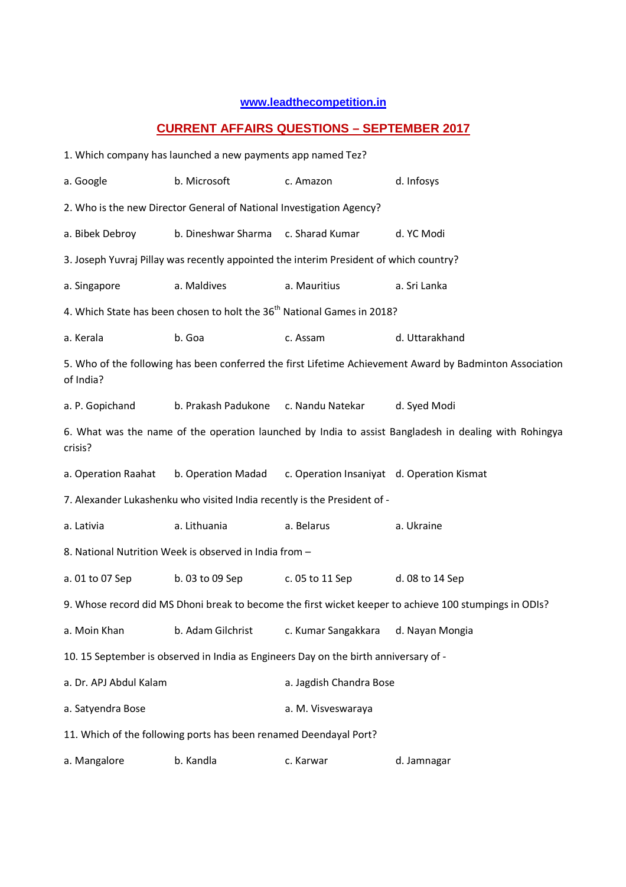www.leadthecompetition.in

## CURRENT AFFAIRS QUESTIONS – SEPTEMBER 2017

1. Which company has launched a new payments app named Tez?

a. Google b. Microsoft c. Amazon d. Infosys

2. Who is the new Director General of National Investigation Agency?

a. Bibek Debroy b. Dineshwar Sharma c. Sharad Kumar d. YC Modi

3. Joseph Yuvraj Pillay was recently appointed the interim President of which country?

a. Singapore a. Maldives a. Mauritius a. Sri Lanka

4. Which State has been chosen to holt the 36th National Games in 2018?

a. Kerala b. Goa c. Assam d. Uttarakhand

5. Who of the following has been conferred the first Lifetime Achievement Award by Badminton Association of India?

a. P. Gopichand b. Prakash Padukone c. Nandu Natekar d. Syed Modi

6. What was the name of the operation launched by India to assist Bangladesh in dealing with Rohingya crisis?

a. Operation Raahat b. Operation Madad c. Operation Insaniyat d. Operation Kismat

7. Alexander Lukashenku who visited India recently is the President of -

a. Lativia a. Lithuania a. Belarus a. Ukraine

8. National Nutrition Week is observed in India from –

a. 01 to 07 Sep b. 03 to 09 Sep c. 05 to 11 Sep d. 08 to 14 Sep

9. Whose record did MS Dhoni break to become the first wicket keeper to achieve 100 stumpings in ODIs?

a. Moin Khan b. Adam Gilchrist c. Kumar Sangakkara d. Nayan Mongia

10. 15 September is observed in India as Engineers Day on the birth anniversary of -

a. Dr. APJ Abdul Kalam a. Jagdish Chandra Bose

a. Satyendra Bose a. M. Visveswaraya

11. Which of the following ports has been renamed Deendayal Port?

a. Mangalore b. Kandla c. Karwar d. Jamnagar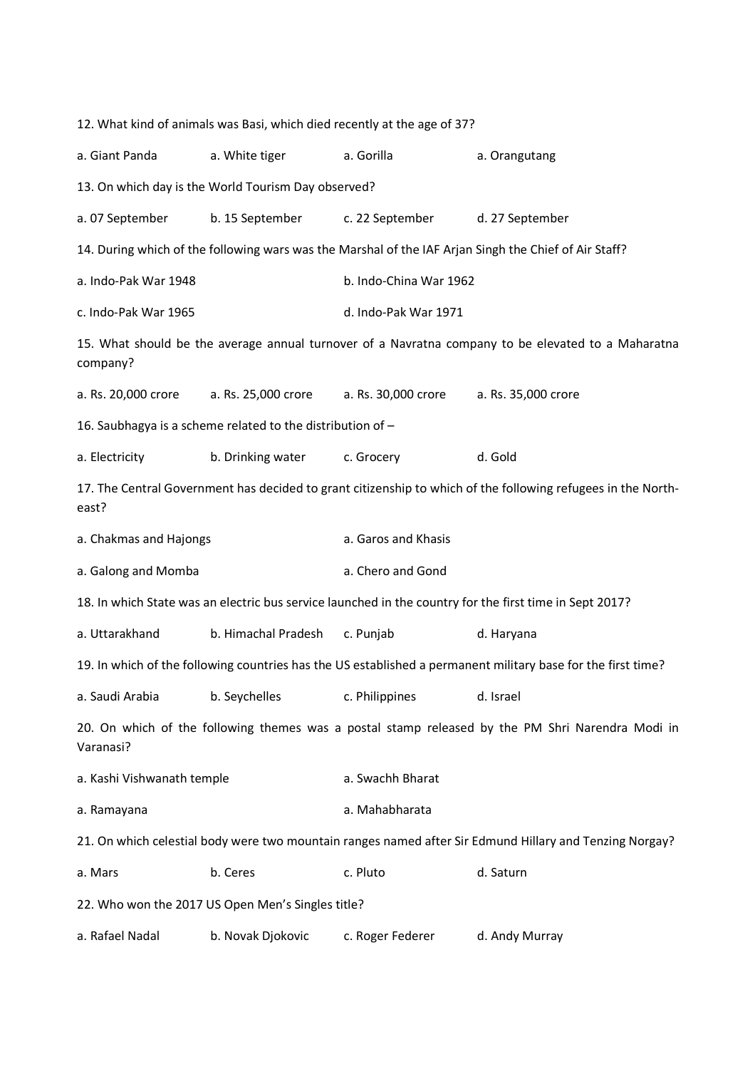12. What kind of animals was Basi, which died recently at the age of 37?

a. Giant Panda a. White tiger a. Gorilla a. Orangutang

13. On which day is the World Tourism Day observed?

a. 07 September b. 15 September c. 22 September d. 27 September

14. During which of the following wars was the Marshal of the IAF Arjan Singh the Chief of Air Staff?

a. Indo-Pak War 1948 b. Indo-China War 1962

c. Indo-Pak War 1965 d. Indo-Pak War 1971

15. What should be the average annual turnover of a Navratna company to be elevated to a Maharatna company?

a. Rs. 20,000 crore a. Rs. 25,000 crore a. Rs. 30,000 crore a. Rs. 35,000 crore

16. Saubhagya is a scheme related to the distribution of –

a. Electricity b. Drinking water c. Grocery d. Gold

17. The Central Government has decided to grant citizenship to which of the following refugees in the North-east?

a. Chakmas and Hajongs a. Garos and Khasis

a. Galong and Momba a. Chero and Gond

18. In which State was an electric bus service launched in the country for the first time in Sept 2017?

a. Uttarakhand b. Himachal Pradesh c. Punjab d. Haryana

19. In which of the following countries has the US established a permanent military base for the first time?

a. Saudi Arabia b. Seychelles c. Philippines d. Israel

20. On which of the following themes was a postal stamp released by the PM Shri Narendra Modi in Varanasi?

a. Kashi Vishwanath temple a. Swachh Bharat

a. Ramayana a. Mahabharata

21. On which celestial body were two mountain ranges named after Sir Edmund Hillary and Tenzing Norgay?

a. Mars b. Ceres c. Pluto d. Saturn

22. Who won the 2017 US Open Men's Singles title?

a. Rafael Nadal b. Novak Djokovic c. Roger Federer d. Andy Murray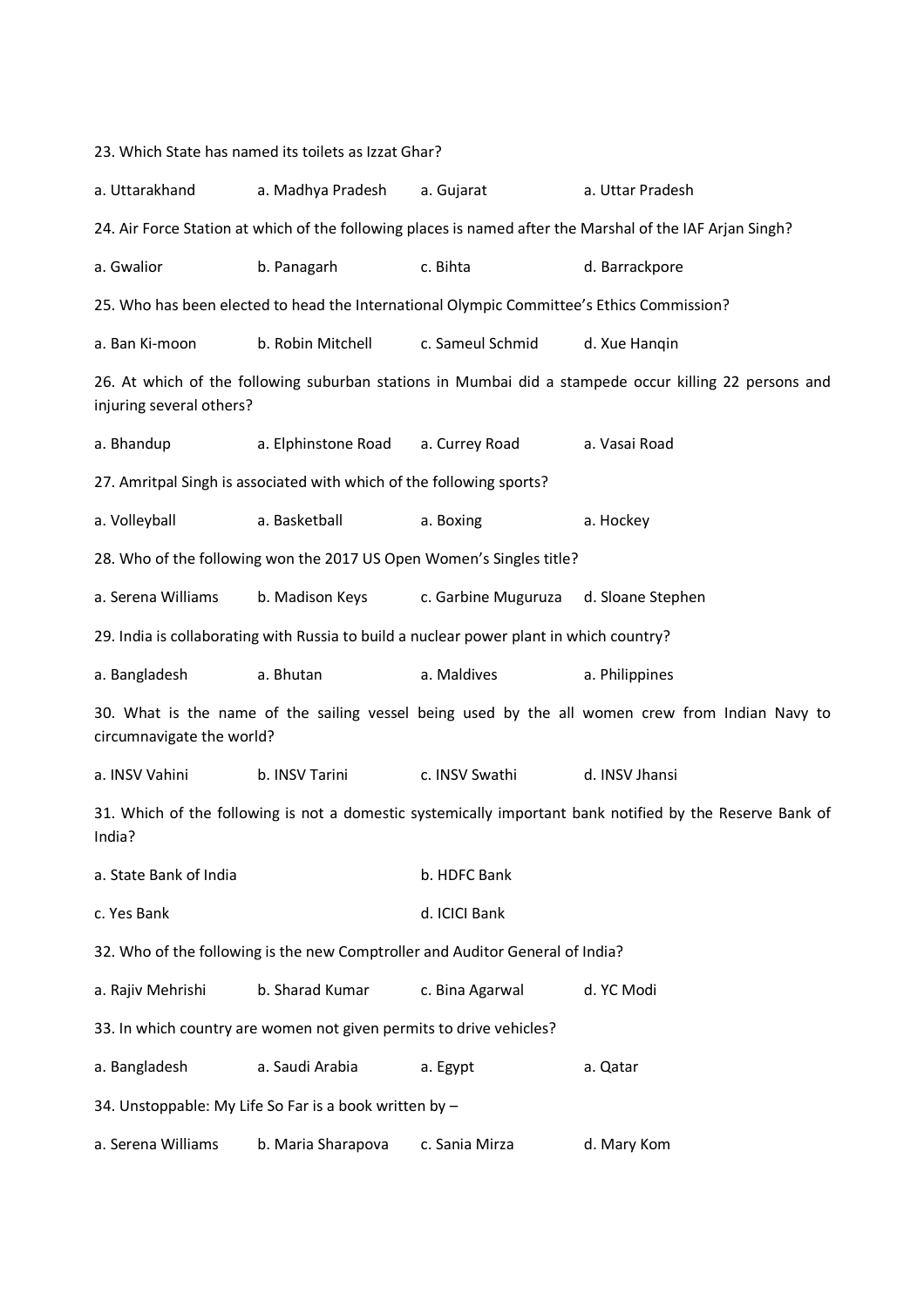23. Which State has named its toilets as Izzat Ghar?

a. Uttarakhand a. Madhya Pradesh a. Gujarat a. Uttar Pradesh

24. Air Force Station at which of the following places is named after the Marshal of the IAF Arjan Singh?

a. Gwalior b. Panagarh c. Bihta d. Barrackpore

25. Who has been elected to head the International Olympic Committee's Ethics Commission?

a. Ban Ki-moon b. Robin Mitchell c. Sameul Schmid d. Xue Hanqin

26. At which of the following suburban stations in Mumbai did a stampede occur killing 22 persons and injuring several others?

a. Bhandup a. Elphinstone Road a. Currey Road a. Vasai Road

27. Amritpal Singh is associated with which of the following sports?

a. Volleyball a. Basketball a. Boxing a. Hockey

28. Who of the following won the 2017 US Open Women's Singles title?

a. Serena Williams b. Madison Keys c. Garbine Muguruza d. Sloane Stephen

29. India is collaborating with Russia to build a nuclear power plant in which country?

a. Bangladesh a. Bhutan a. Maldives a. Philippines

30. What is the name of the sailing vessel being used by the all women crew from Indian Navy to circumnavigate the world?

a. INSV Vahini b. INSV Tarini c. INSV Swathi d. INSV Jhansi

31. Which of the following is not a domestic systemically important bank notified by the Reserve Bank of India?

a. State Bank of India b. HDFC Bank

c. Yes Bank d. ICICI Bank

32. Who of the following is the new Comptroller and Auditor General of India?

a. Rajiv Mehrishi b. Sharad Kumar c. Bina Agarwal d. YC Modi

33. In which country are women not given permits to drive vehicles?

a. Bangladesh a. Saudi Arabia a. Egypt a. Qatar

34. Unstoppable: My Life So Far is a book written by –

a. Serena Williams b. Maria Sharapova c. Sania Mirza d. Mary Kom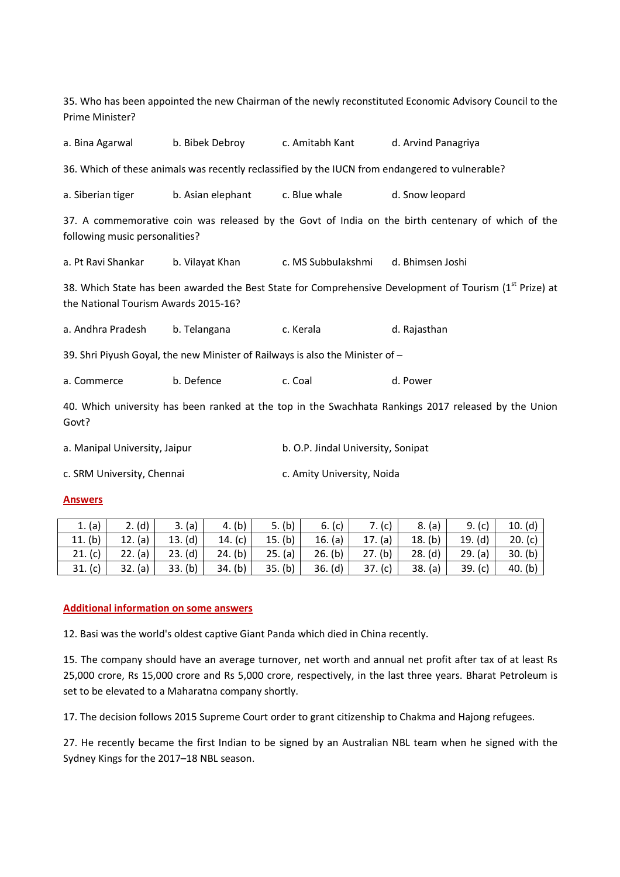35. Who has been appointed the new Chairman of the newly reconstituted Economic Advisory Council to the Prime Minister?

a. Bina Agarwal b. Bibek Debroy c. Amitabh Kant d. Arvind Panagriya

36. Which of these animals was recently reclassified by the IUCN from endangered to vulnerable?

a. Siberian tiger b. Asian elephant c. Blue whale d. Snow leopard

37. A commemorative coin was released by the Govt of India on the birth centenary of which of the following music personalities?

a. Pt Ravi Shankar b. Vilayat Khan c. MS Subbulakshmi d. Bhimsen Joshi

38. Which State has been awarded the Best State for Comprehensive Development of Tourism (1st Prize) at the National Tourism Awards 2015-16?

a. Andhra Pradesh b. Telangana c. Kerala d. Rajasthan

39. Shri Piyush Goyal, the new Minister of Railways is also the Minister of –

a. Commerce b. Defence c. Coal d. Power

40. Which university has been ranked at the top in the Swachhata Rankings 2017 released by the Union Govt?

a. Manipal University, Jaipur b. O.P. Jindal University, Sonipat

c. SRM University, Chennai c. Amity University, Noida

**Answers**

| 1. (a) | 2. (d) | 3. (a) | 4. (b) | 5. (b) | 6. (c) | 7. (c) | 8. (a) | 9. (c) | 10. (d) |
|---|---|---|---|---|---|---|---|---|---|
| 11. (b) | 12. (a) | 13. (d) | 14. (c) | 15. (b) | 16. (a) | 17. (a) | 18. (b) | 19. (d) | 20. (c) |
| 21. (c) | 22. (a) | 23. (d) | 24. (b) | 25. (a) | 26. (b) | 27. (b) | 28. (d) | 29. (a) | 30. (b) |
| 31. (c) | 32. (a) | 33. (b) | 34. (b) | 35. (b) | 36. (d) | 37. (c) | 38. (a) | 39. (c) | 40. (b) |

**Additional information on some answers**

12. Basi was the world's oldest captive Giant Panda which died in China recently.

15. The company should have an average turnover, net worth and annual net profit after tax of at least Rs 25,000 crore, Rs 15,000 crore and Rs 5,000 crore, respectively, in the last three years. Bharat Petroleum is set to be elevated to a Maharatna company shortly.

17. The decision follows 2015 Supreme Court order to grant citizenship to Chakma and Hajong refugees.

27. He recently became the first Indian to be signed by an Australian NBL team when he signed with the Sydney Kings for the 2017–18 NBL season.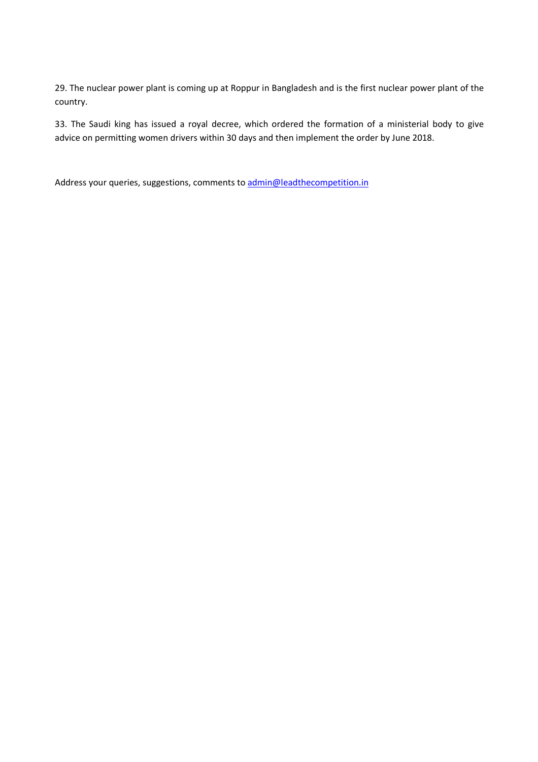29. The nuclear power plant is coming up at Roppur in Bangladesh and is the first nuclear power plant of the country.

33. The Saudi king has issued a royal decree, which ordered the formation of a ministerial body to give advice on permitting women drivers within 30 days and then implement the order by June 2018.

Address your queries, suggestions, comments to admin@leadthecompetition.in